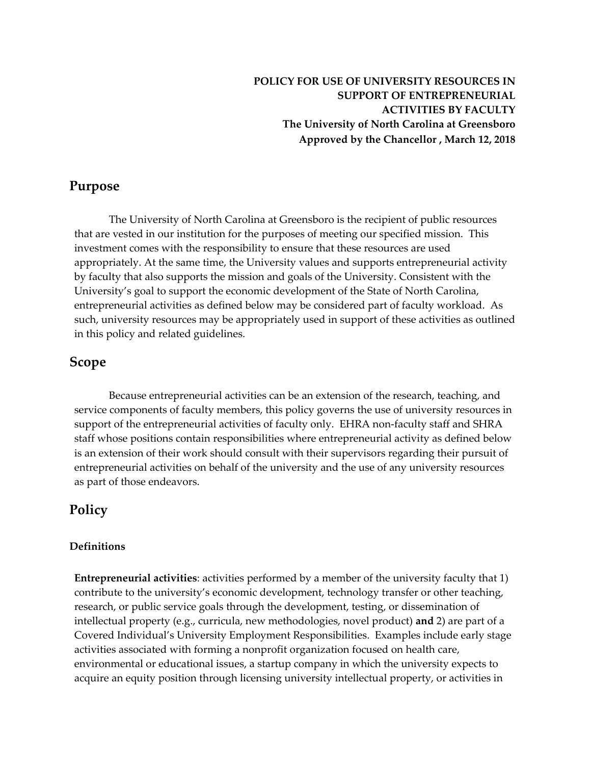**POLICY FOR USE OF UNIVERSITY RESOURCES IN SUPPORT OF ENTREPRENEURIAL ACTIVITIES BY FACULTY**
**The University of North Carolina at Greensboro**
**Approved by the Chancellor , March 12, 2018**

## Purpose

The University of North Carolina at Greensboro is the recipient of public resources that are vested in our institution for the purposes of meeting our specified mission. This investment comes with the responsibility to ensure that these resources are used appropriately. At the same time, the University values and supports entrepreneurial activity by faculty that also supports the mission and goals of the University. Consistent with the University's goal to support the economic development of the State of North Carolina, entrepreneurial activities as defined below may be considered part of faculty workload. As such, university resources may be appropriately used in support of these activities as outlined in this policy and related guidelines.

## Scope

Because entrepreneurial activities can be an extension of the research, teaching, and service components of faculty members, this policy governs the use of university resources in support of the entrepreneurial activities of faculty only. EHRA non-faculty staff and SHRA staff whose positions contain responsibilities where entrepreneurial activity as defined below is an extension of their work should consult with their supervisors regarding their pursuit of entrepreneurial activities on behalf of the university and the use of any university resources as part of those endeavors.

## Policy

### Definitions

**Entrepreneurial activities**: activities performed by a member of the university faculty that 1) contribute to the university's economic development, technology transfer or other teaching, research, or public service goals through the development, testing, or dissemination of intellectual property (e.g., curricula, new methodologies, novel product) **and** 2) are part of a Covered Individual's University Employment Responsibilities. Examples include early stage activities associated with forming a nonprofit organization focused on health care, environmental or educational issues, a startup company in which the university expects to acquire an equity position through licensing university intellectual property, or activities in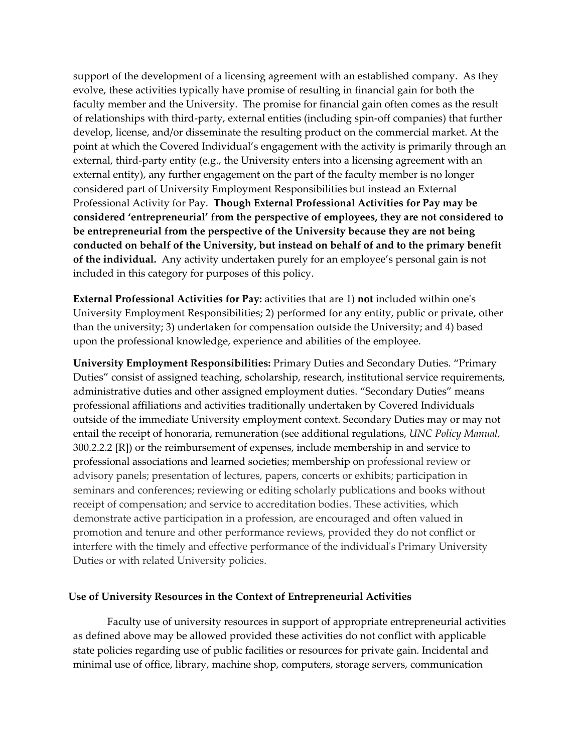support of the development of a licensing agreement with an established company. As they evolve, these activities typically have promise of resulting in financial gain for both the faculty member and the University. The promise for financial gain often comes as the result of relationships with third-party, external entities (including spin-off companies) that further develop, license, and/or disseminate the resulting product on the commercial market. At the point at which the Covered Individual's engagement with the activity is primarily through an external, third-party entity (e.g., the University enters into a licensing agreement with an external entity), any further engagement on the part of the faculty member is no longer considered part of University Employment Responsibilities but instead an External Professional Activity for Pay. **Though External Professional Activities for Pay may be considered 'entrepreneurial' from the perspective of employees, they are not considered to be entrepreneurial from the perspective of the University because they are not being conducted on behalf of the University, but instead on behalf of and to the primary benefit of the individual.** Any activity undertaken purely for an employee's personal gain is not included in this category for purposes of this policy.

**External Professional Activities for Pay:** activities that are 1) **not** included within one's University Employment Responsibilities; 2) performed for any entity, public or private, other than the university; 3) undertaken for compensation outside the University; and 4) based upon the professional knowledge, experience and abilities of the employee.

**University Employment Responsibilities:** Primary Duties and Secondary Duties. "Primary Duties" consist of assigned teaching, scholarship, research, institutional service requirements, administrative duties and other assigned employment duties. "Secondary Duties" means professional affiliations and activities traditionally undertaken by Covered Individuals outside of the immediate University employment context. Secondary Duties may or may not entail the receipt of honoraria, remuneration (see additional regulations, *UNC Policy Manual,* 300.2.2.2 [R]) or the reimbursement of expenses, include membership in and service to professional associations and learned societies; membership on professional review or advisory panels; presentation of lectures, papers, concerts or exhibits; participation in seminars and conferences; reviewing or editing scholarly publications and books without receipt of compensation; and service to accreditation bodies. These activities, which demonstrate active participation in a profession, are encouraged and often valued in promotion and tenure and other performance reviews, provided they do not conflict or interfere with the timely and effective performance of the individual's Primary University Duties or with related University policies.

### Use of University Resources in the Context of Entrepreneurial Activities

Faculty use of university resources in support of appropriate entrepreneurial activities as defined above may be allowed provided these activities do not conflict with applicable state policies regarding use of public facilities or resources for private gain. Incidental and minimal use of office, library, machine shop, computers, storage servers, communication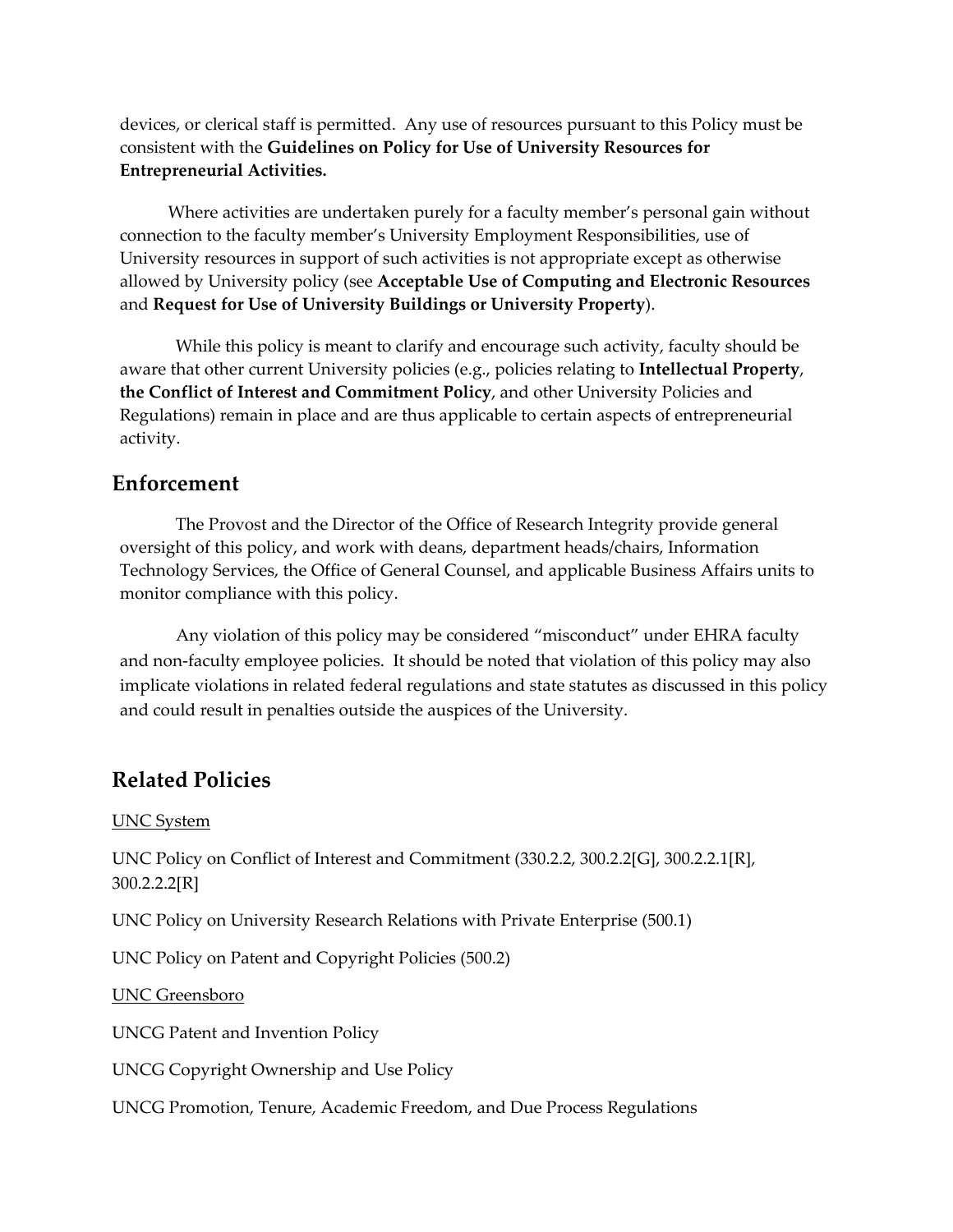devices, or clerical staff is permitted. Any use of resources pursuant to this Policy must be consistent with the **Guidelines on Policy for Use of University Resources for Entrepreneurial Activities.**

Where activities are undertaken purely for a faculty member's personal gain without connection to the faculty member's University Employment Responsibilities, use of University resources in support of such activities is not appropriate except as otherwise allowed by University policy (see **Acceptable Use of Computing and Electronic Resources** and **Request for Use of University Buildings or University Property**).

While this policy is meant to clarify and encourage such activity, faculty should be aware that other current University policies (e.g., policies relating to **Intellectual Property**, **the Conflict of Interest and Commitment Policy**, and other University Policies and Regulations) remain in place and are thus applicable to certain aspects of entrepreneurial activity.

## Enforcement

The Provost and the Director of the Office of Research Integrity provide general oversight of this policy, and work with deans, department heads/chairs, Information Technology Services, the Office of General Counsel, and applicable Business Affairs units to monitor compliance with this policy.

Any violation of this policy may be considered "misconduct" under EHRA faculty and non-faculty employee policies. It should be noted that violation of this policy may also implicate violations in related federal regulations and state statutes as discussed in this policy and could result in penalties outside the auspices of the University.

## Related Policies

<u>UNC System</u>

UNC Policy on Conflict of Interest and Commitment (330.2.2, 300.2.2[G], 300.2.2.1[R], 300.2.2.2[R]

UNC Policy on University Research Relations with Private Enterprise (500.1)

UNC Policy on Patent and Copyright Policies (500.2)

<u>UNC Greensboro</u>

UNCG Patent and Invention Policy

UNCG Copyright Ownership and Use Policy

UNCG Promotion, Tenure, Academic Freedom, and Due Process Regulations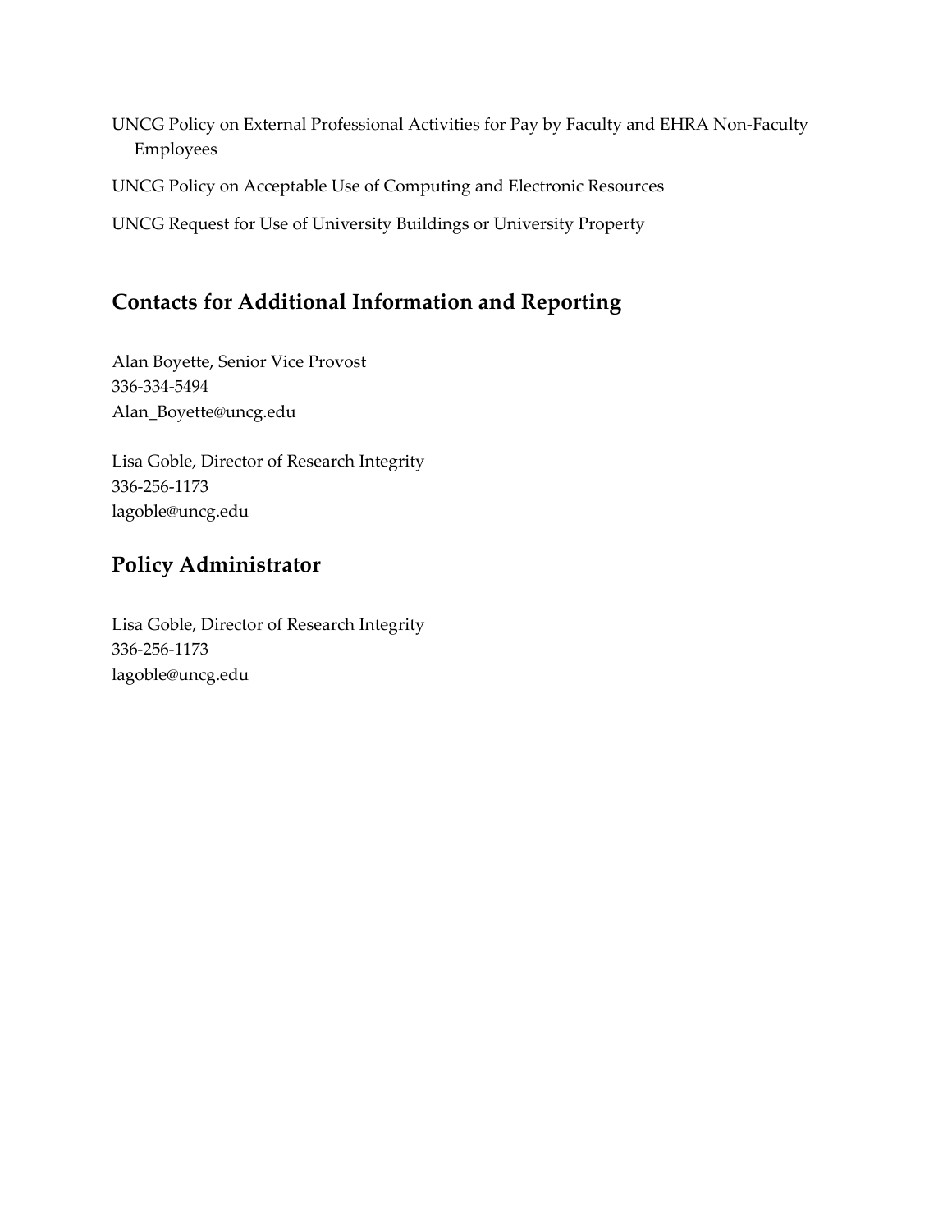UNCG Policy on External Professional Activities for Pay by Faculty and EHRA Non-Faculty Employees

UNCG Policy on Acceptable Use of Computing and Electronic Resources

UNCG Request for Use of University Buildings or University Property

## Contacts for Additional Information and Reporting

Alan Boyette, Senior Vice Provost
336-334-5494
Alan_Boyette@uncg.edu

Lisa Goble, Director of Research Integrity
336-256-1173
lagoble@uncg.edu

## Policy Administrator

Lisa Goble, Director of Research Integrity
336-256-1173
lagoble@uncg.edu